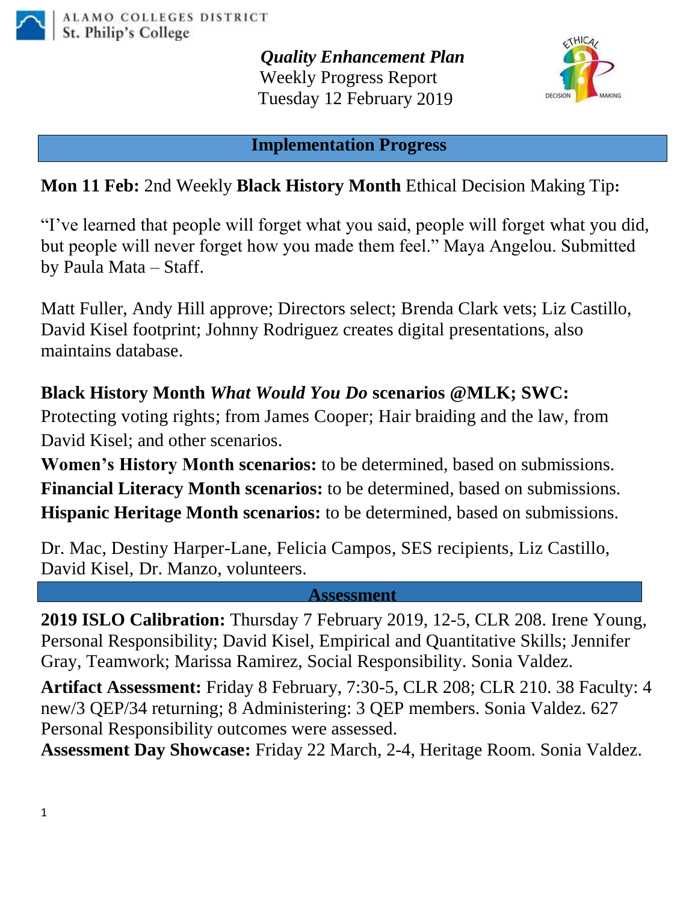ALAMO COLLEGES DISTRICT
St. Philip's College

# *Quality Enhancement Plan*

Weekly Progress Report
Tuesday 12 February 2019

## Implementation Progress

**Mon 11 Feb:** 2nd Weekly **Black History Month** Ethical Decision Making Tip**:**

"I've learned that people will forget what you said, people will forget what you did, but people will never forget how you made them feel." Maya Angelou. Submitted by Paula Mata – Staff.

Matt Fuller, Andy Hill approve; Directors select; Brenda Clark vets; Liz Castillo, David Kisel footprint; Johnny Rodriguez creates digital presentations, also maintains database.

**Black History Month *What Would You Do* scenarios @MLK; SWC:**
Protecting voting rights; from James Cooper; Hair braiding and the law, from David Kisel; and other scenarios.
**Women's History Month scenarios:** to be determined, based on submissions.
**Financial Literacy Month scenarios:** to be determined, based on submissions.
**Hispanic Heritage Month scenarios:** to be determined, based on submissions.

Dr. Mac, Destiny Harper-Lane, Felicia Campos, SES recipients, Liz Castillo, David Kisel, Dr. Manzo, volunteers.

## Assessment

**2019 ISLO Calibration:** Thursday 7 February 2019, 12-5, CLR 208. Irene Young, Personal Responsibility; David Kisel, Empirical and Quantitative Skills; Jennifer Gray, Teamwork; Marissa Ramirez, Social Responsibility. Sonia Valdez.

**Artifact Assessment:** Friday 8 February, 7:30-5, CLR 208; CLR 210. 38 Faculty: 4 new/3 QEP/34 returning; 8 Administering: 3 QEP members. Sonia Valdez. 627 Personal Responsibility outcomes were assessed.
**Assessment Day Showcase:** Friday 22 March, 2-4, Heritage Room. Sonia Valdez.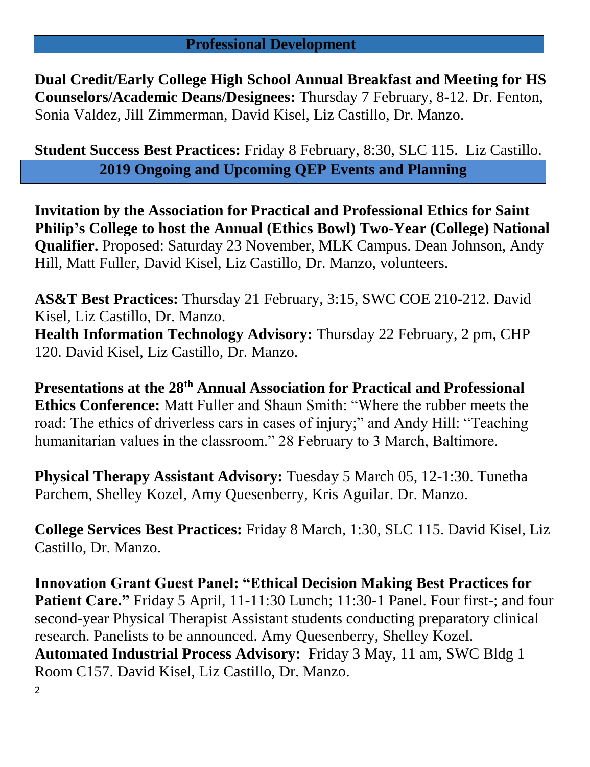## Professional Development

**Dual Credit/Early College High School Annual Breakfast and Meeting for HS Counselors/Academic Deans/Designees:** Thursday 7 February, 8-12. Dr. Fenton, Sonia Valdez, Jill Zimmerman, David Kisel, Liz Castillo, Dr. Manzo.

**Student Success Best Practices:** Friday 8 February, 8:30, SLC 115. Liz Castillo.

## 2019 Ongoing and Upcoming QEP Events and Planning

**Invitation by the Association for Practical and Professional Ethics for Saint Philip's College to host the Annual (Ethics Bowl) Two-Year (College) National Qualifier.** Proposed: Saturday 23 November, MLK Campus. Dean Johnson, Andy Hill, Matt Fuller, David Kisel, Liz Castillo, Dr. Manzo, volunteers.

**AS&T Best Practices:** Thursday 21 February, 3:15, SWC COE 210-212. David Kisel, Liz Castillo, Dr. Manzo.
**Health Information Technology Advisory:** Thursday 22 February, 2 pm, CHP 120. David Kisel, Liz Castillo, Dr. Manzo.

**Presentations at the 28th Annual Association for Practical and Professional Ethics Conference:** Matt Fuller and Shaun Smith: "Where the rubber meets the road: The ethics of driverless cars in cases of injury;" and Andy Hill: "Teaching humanitarian values in the classroom." 28 February to 3 March, Baltimore.

**Physical Therapy Assistant Advisory:** Tuesday 5 March 05, 12-1:30. Tunetha Parchem, Shelley Kozel, Amy Quesenberry, Kris Aguilar. Dr. Manzo.

**College Services Best Practices:** Friday 8 March, 1:30, SLC 115. David Kisel, Liz Castillo, Dr. Manzo.

**Innovation Grant Guest Panel: "Ethical Decision Making Best Practices for Patient Care."** Friday 5 April, 11-11:30 Lunch; 11:30-1 Panel. Four first-; and four second-year Physical Therapist Assistant students conducting preparatory clinical research. Panelists to be announced. Amy Quesenberry, Shelley Kozel.
**Automated Industrial Process Advisory:** Friday 3 May, 11 am, SWC Bldg 1 Room C157. David Kisel, Liz Castillo, Dr. Manzo.